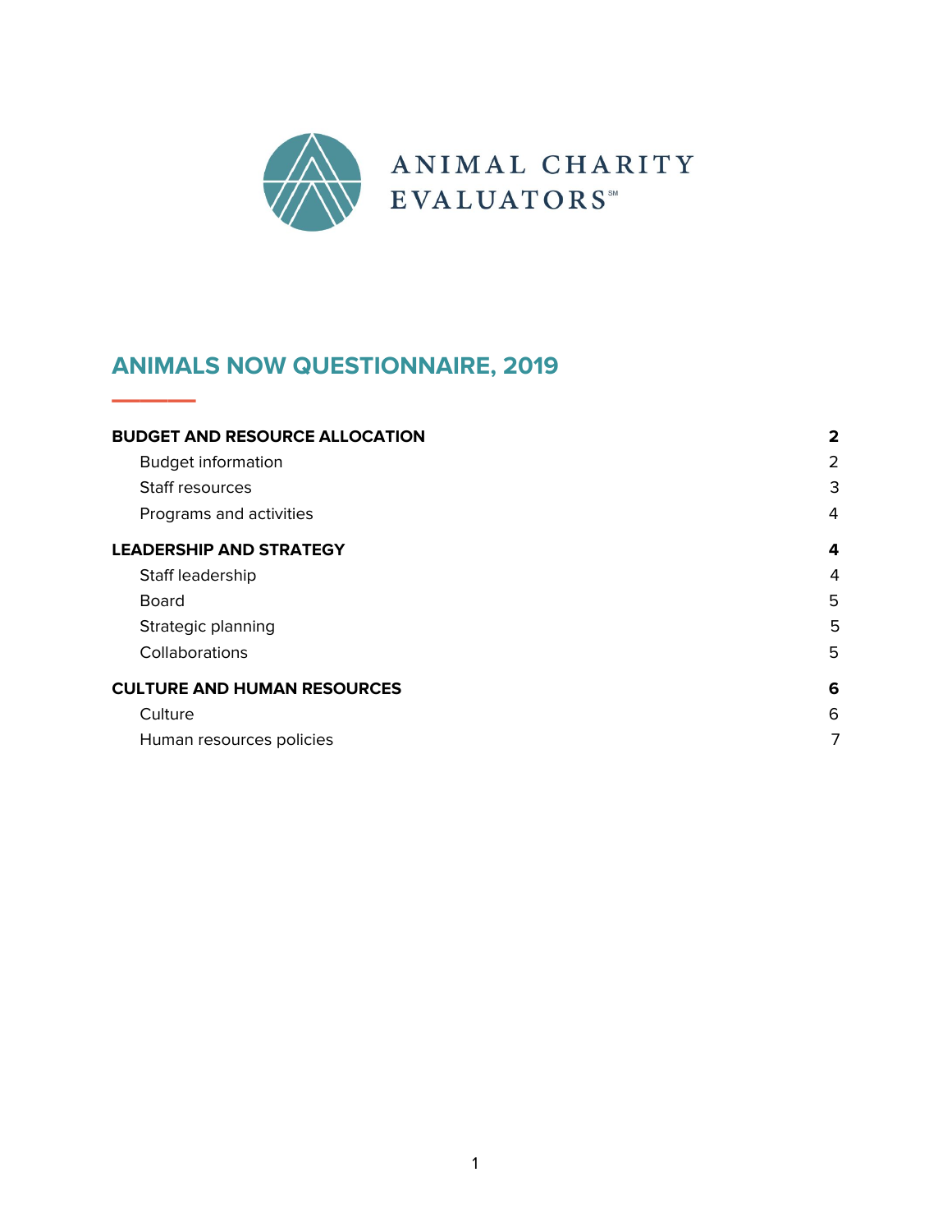ANIMAL CHARITY EVALUATORS℠

# ANIMALS NOW QUESTIONNAIRE, 2019

| | |
|---|---|
| **BUDGET AND RESOURCE ALLOCATION** | **2** |
| Budget information | 2 |
| Staff resources | 3 |
| Programs and activities | 4 |
| **LEADERSHIP AND STRATEGY** | **4** |
| Staff leadership | 4 |
| Board | 5 |
| Strategic planning | 5 |
| Collaborations | 5 |
| **CULTURE AND HUMAN RESOURCES** | **6** |
| Culture | 6 |
| Human resources policies | 7 |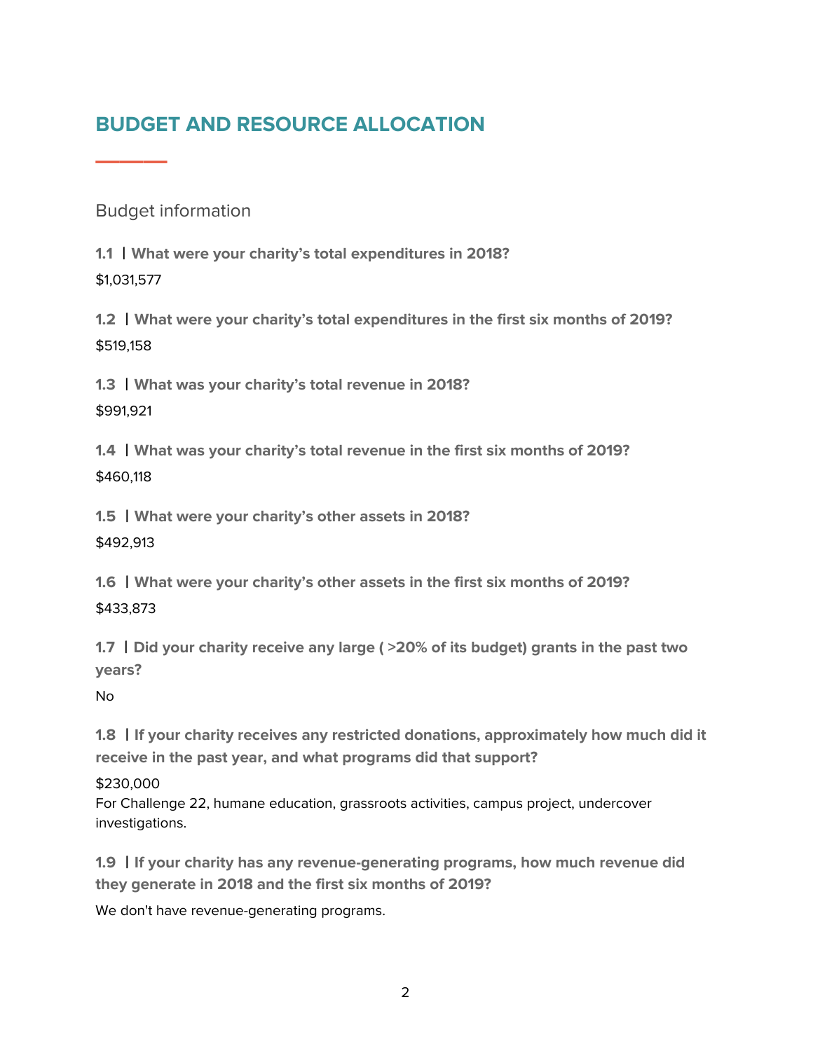# BUDGET AND RESOURCE ALLOCATION

## Budget information

**1.1 | What were your charity's total expenditures in 2018?**

$1,031,577

**1.2 | What were your charity's total expenditures in the first six months of 2019?**

$519,158

**1.3 | What was your charity's total revenue in 2018?**

$991,921

**1.4 | What was your charity's total revenue in the first six months of 2019?**

$460,118

**1.5 | What were your charity's other assets in 2018?**

$492,913

**1.6 | What were your charity's other assets in the first six months of 2019?**

$433,873

**1.7 | Did your charity receive any large ( >20% of its budget) grants in the past two years?**

No

**1.8 | If your charity receives any restricted donations, approximately how much did it receive in the past year, and what programs did that support?**

$230,000
For Challenge 22, humane education, grassroots activities, campus project, undercover investigations.

**1.9 | If your charity has any revenue-generating programs, how much revenue did they generate in 2018 and the first six months of 2019?**

We don't have revenue-generating programs.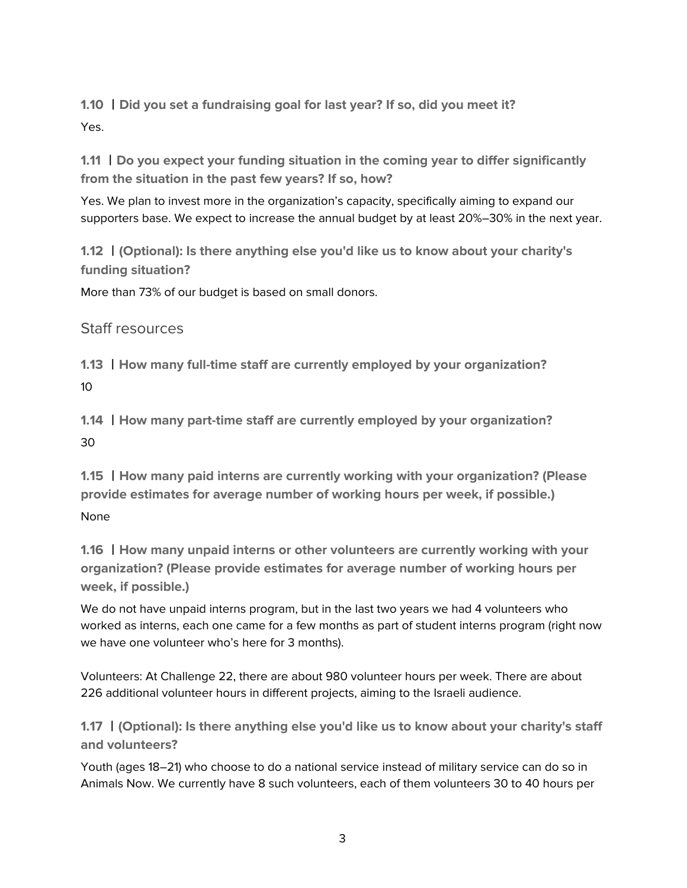**1.10 | Did you set a fundraising goal for last year? If so, did you meet it?**

Yes.

**1.11 | Do you expect your funding situation in the coming year to differ significantly from the situation in the past few years? If so, how?**

Yes. We plan to invest more in the organization's capacity, specifically aiming to expand our supporters base. We expect to increase the annual budget by at least 20%–30% in the next year.

**1.12 | (Optional): Is there anything else you'd like us to know about your charity's funding situation?**

More than 73% of our budget is based on small donors.

## Staff resources

**1.13 | How many full-time staff are currently employed by your organization?**

10

**1.14 | How many part-time staff are currently employed by your organization?**

30

**1.15 | How many paid interns are currently working with your organization? (Please provide estimates for average number of working hours per week, if possible.)**

None

**1.16 | How many unpaid interns or other volunteers are currently working with your organization? (Please provide estimates for average number of working hours per week, if possible.)**

We do not have unpaid interns program, but in the last two years we had 4 volunteers who worked as interns, each one came for a few months as part of student interns program (right now we have one volunteer who's here for 3 months).

Volunteers: At Challenge 22, there are about 980 volunteer hours per week. There are about 226 additional volunteer hours in different projects, aiming to the Israeli audience.

**1.17 | (Optional): Is there anything else you'd like us to know about your charity's staff and volunteers?**

Youth (ages 18–21) who choose to do a national service instead of military service can do so in Animals Now. We currently have 8 such volunteers, each of them volunteers 30 to 40 hours per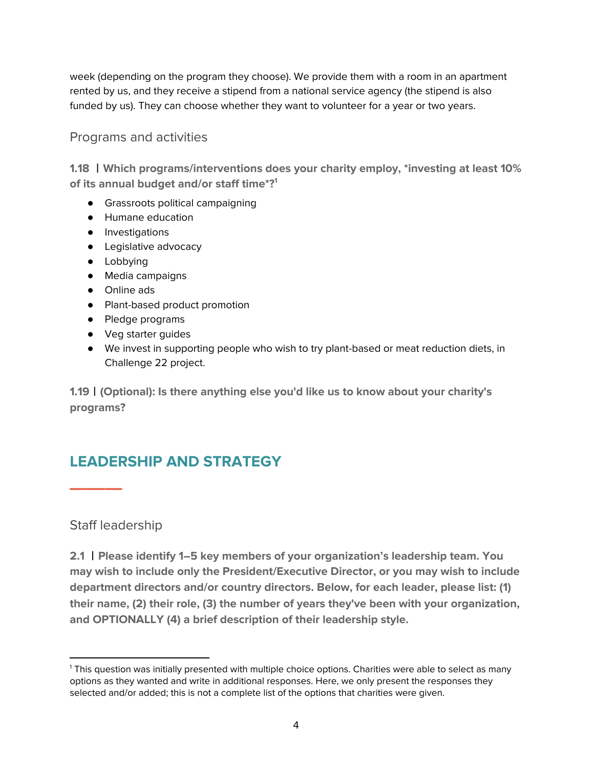week (depending on the program they choose). We provide them with a room in an apartment rented by us, and they receive a stipend from a national service agency (the stipend is also funded by us). They can choose whether they want to volunteer for a year or two years.

### Programs and activities

**1.18 | Which programs/interventions does your charity employ, *investing at least 10% of its annual budget and/or staff time*?[1]**

- Grassroots political campaigning
- Humane education
- Investigations
- Legislative advocacy
- Lobbying
- Media campaigns
- Online ads
- Plant-based product promotion
- Pledge programs
- Veg starter guides
- We invest in supporting people who wish to try plant-based or meat reduction diets, in Challenge 22 project.

**1.19 | (Optional): Is there anything else you'd like us to know about your charity's programs?**

## LEADERSHIP AND STRATEGY

### Staff leadership

**2.1 | Please identify 1–5 key members of your organization's leadership team. You may wish to include only the President/Executive Director, or you may wish to include department directors and/or country directors. Below, for each leader, please list: (1) their name, (2) their role, (3) the number of years they've been with your organization, and OPTIONALLY (4) a brief description of their leadership style.**

---

[1] This question was initially presented with multiple choice options. Charities were able to select as many options as they wanted and write in additional responses. Here, we only present the responses they selected and/or added; this is not a complete list of the options that charities were given.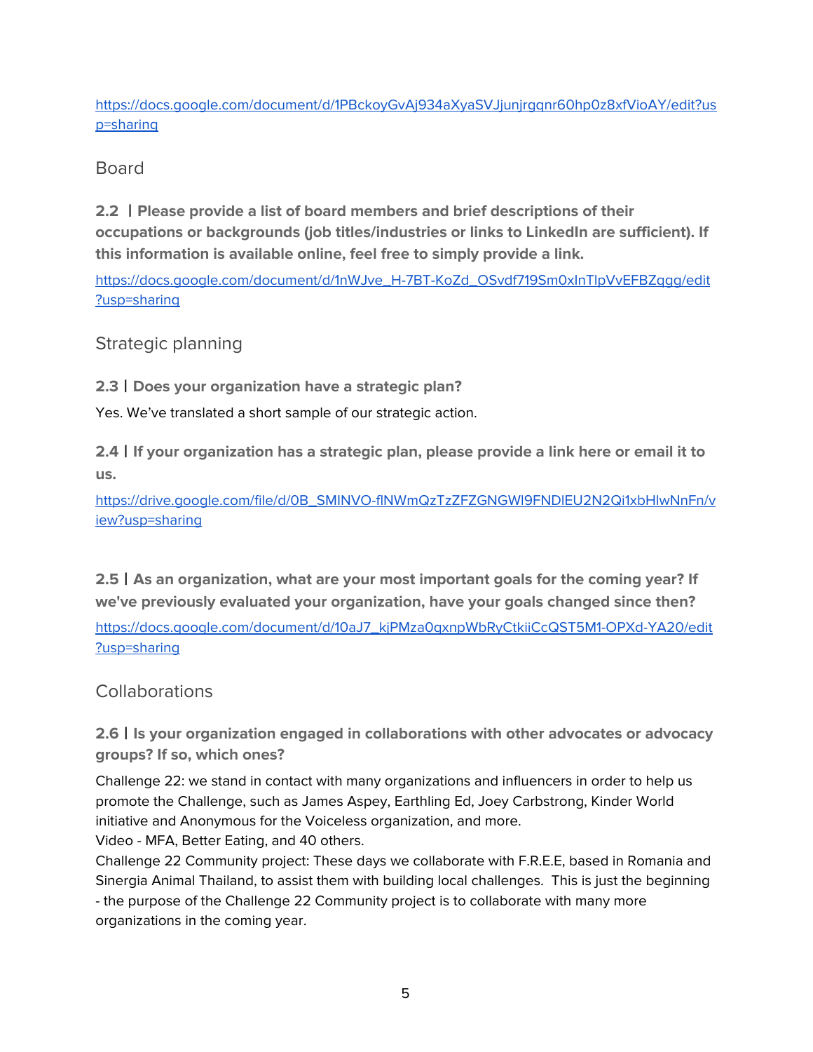https://docs.google.com/document/d/1PBckoyGvAj934aXyaSVJjunjrggnr60hp0z8xfVioAY/edit?usp=sharing

## Board

**2.2 | Please provide a list of board members and brief descriptions of their occupations or backgrounds (job titles/industries or links to LinkedIn are sufficient). If this information is available online, feel free to simply provide a link.**

https://docs.google.com/document/d/1nWJve_H-7BT-KoZd_OSvdf719Sm0xlnTlpVvEFBZqgg/edit?usp=sharing

## Strategic planning

**2.3 | Does your organization have a strategic plan?**

Yes. We've translated a short sample of our strategic action.

**2.4 | If your organization has a strategic plan, please provide a link here or email it to us.**

https://drive.google.com/file/d/0B_SMINVO-flNWmQzTzZFZGNGWl9FNDlEU2N2Qi1xbHlwNnFn/view?usp=sharing

**2.5 | As an organization, what are your most important goals for the coming year? If we've previously evaluated your organization, have your goals changed since then?**

https://docs.google.com/document/d/10aJ7_kjPMza0qxnpWbRyCtkiiCcQST5M1-OPXd-YA20/edit?usp=sharing

## Collaborations

**2.6 | Is your organization engaged in collaborations with other advocates or advocacy groups? If so, which ones?**

Challenge 22: we stand in contact with many organizations and influencers in order to help us promote the Challenge, such as James Aspey, Earthling Ed, Joey Carbstrong, Kinder World initiative and Anonymous for the Voiceless organization, and more.
Video - MFA, Better Eating, and 40 others.
Challenge 22 Community project: These days we collaborate with F.R.E.E, based in Romania and Sinergia Animal Thailand, to assist them with building local challenges. This is just the beginning - the purpose of the Challenge 22 Community project is to collaborate with many more organizations in the coming year.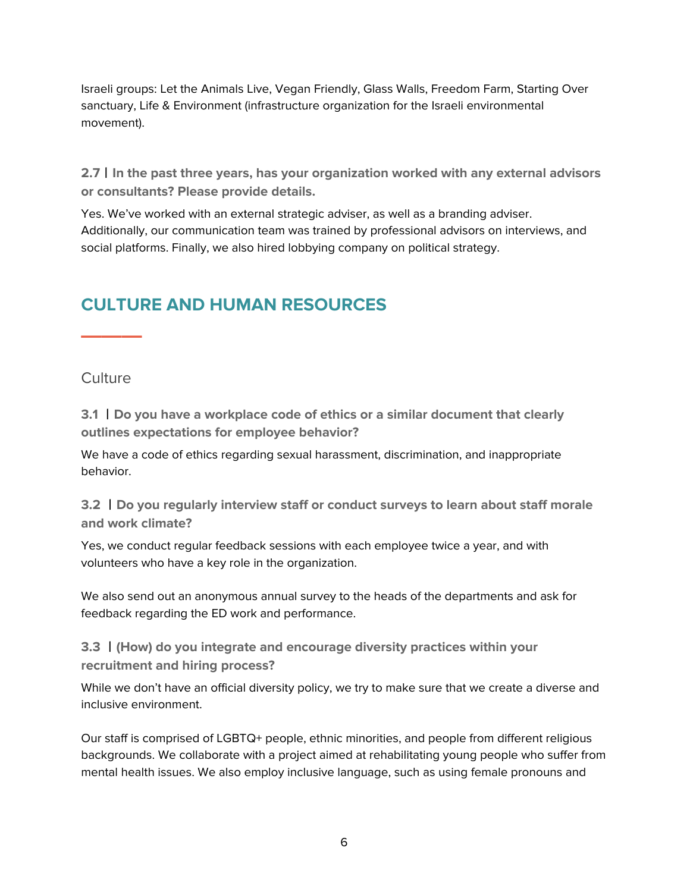Israeli groups: Let the Animals Live, Vegan Friendly, Glass Walls, Freedom Farm, Starting Over sanctuary, Life & Environment (infrastructure organization for the Israeli environmental movement).

**2.7 | In the past three years, has your organization worked with any external advisors or consultants? Please provide details.**

Yes. We've worked with an external strategic adviser, as well as a branding adviser. Additionally, our communication team was trained by professional advisors on interviews, and social platforms. Finally, we also hired lobbying company on political strategy.

## CULTURE AND HUMAN RESOURCES

### Culture

**3.1 | Do you have a workplace code of ethics or a similar document that clearly outlines expectations for employee behavior?**

We have a code of ethics regarding sexual harassment, discrimination, and inappropriate behavior.

**3.2 | Do you regularly interview staff or conduct surveys to learn about staff morale and work climate?**

Yes, we conduct regular feedback sessions with each employee twice a year, and with volunteers who have a key role in the organization.

We also send out an anonymous annual survey to the heads of the departments and ask for feedback regarding the ED work and performance.

**3.3 | (How) do you integrate and encourage diversity practices within your recruitment and hiring process?**

While we don't have an official diversity policy, we try to make sure that we create a diverse and inclusive environment.

Our staff is comprised of LGBTQ+ people, ethnic minorities, and people from different religious backgrounds. We collaborate with a project aimed at rehabilitating young people who suffer from mental health issues. We also employ inclusive language, such as using female pronouns and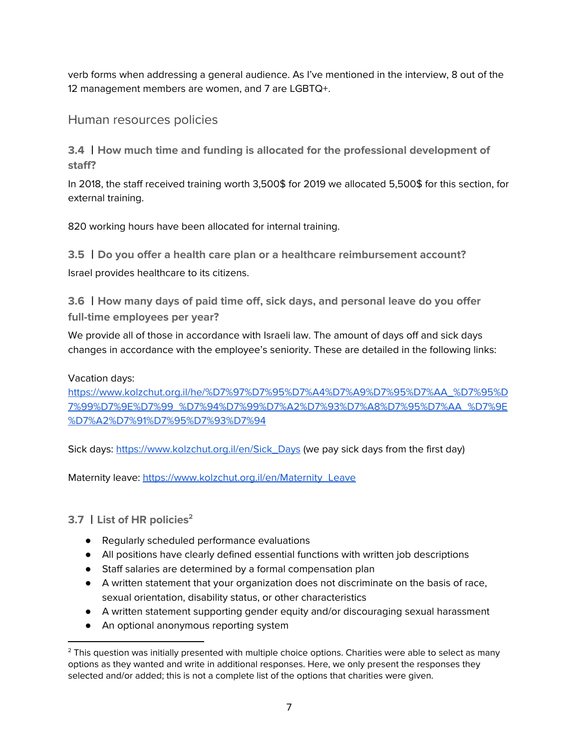verb forms when addressing a general audience. As I've mentioned in the interview, 8 out of the 12 management members are women, and 7 are LGBTQ+.

## Human resources policies

### 3.4 | How much time and funding is allocated for the professional development of staff?

In 2018, the staff received training worth 3,500$ for 2019 we allocated 5,500$ for this section, for external training.

820 working hours have been allocated for internal training.

### 3.5 | Do you offer a health care plan or a healthcare reimbursement account?

Israel provides healthcare to its citizens.

### 3.6 | How many days of paid time off, sick days, and personal leave do you offer full-time employees per year?

We provide all of those in accordance with Israeli law. The amount of days off and sick days changes in accordance with the employee's seniority. These are detailed in the following links:

Vacation days: https://www.kolzchut.org.il/he/%D7%97%D7%95%D7%A4%D7%A9%D7%95%D7%AA_%D7%95%D7%99%D7%9E%D7%99_%D7%94%D7%99%D7%A2%D7%93%D7%A8%D7%95%D7%AA_%D7%9E%D7%A2%D7%91%D7%95%D7%93%D7%94

Sick days: https://www.kolzchut.org.il/en/Sick_Days (we pay sick days from the first day)

Maternity leave: https://www.kolzchut.org.il/en/Maternity_Leave

### 3.7 | List of HR policies[2]

- Regularly scheduled performance evaluations
- All positions have clearly defined essential functions with written job descriptions
- Staff salaries are determined by a formal compensation plan
- A written statement that your organization does not discriminate on the basis of race, sexual orientation, disability status, or other characteristics
- A written statement supporting gender equity and/or discouraging sexual harassment
- An optional anonymous reporting system

[2] This question was initially presented with multiple choice options. Charities were able to select as many options as they wanted and write in additional responses. Here, we only present the responses they selected and/or added; this is not a complete list of the options that charities were given.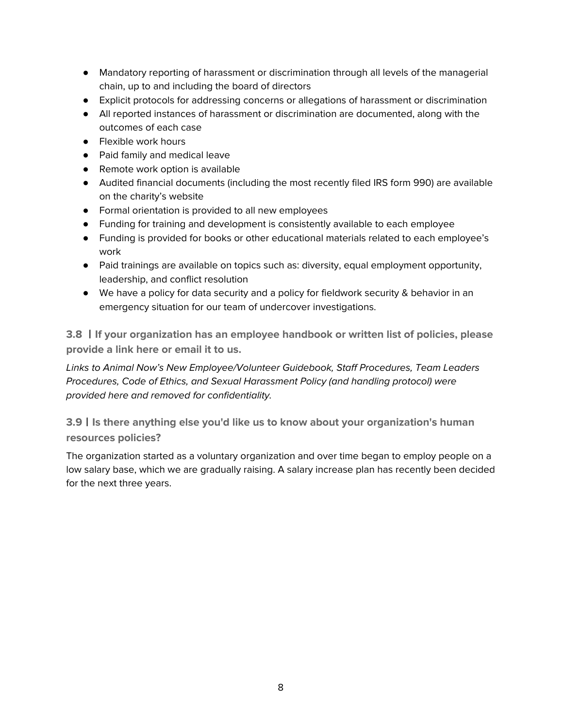- Mandatory reporting of harassment or discrimination through all levels of the managerial chain, up to and including the board of directors
- Explicit protocols for addressing concerns or allegations of harassment or discrimination
- All reported instances of harassment or discrimination are documented, along with the outcomes of each case
- Flexible work hours
- Paid family and medical leave
- Remote work option is available
- Audited financial documents (including the most recently filed IRS form 990) are available on the charity's website
- Formal orientation is provided to all new employees
- Funding for training and development is consistently available to each employee
- Funding is provided for books or other educational materials related to each employee's work
- Paid trainings are available on topics such as: diversity, equal employment opportunity, leadership, and conflict resolution
- We have a policy for data security and a policy for fieldwork security & behavior in an emergency situation for our team of undercover investigations.

### 3.8 | If your organization has an employee handbook or written list of policies, please provide a link here or email it to us.

*Links to Animal Now's New Employee/Volunteer Guidebook, Staff Procedures, Team Leaders Procedures, Code of Ethics, and Sexual Harassment Policy (and handling protocol) were provided here and removed for confidentiality.*

### 3.9 | Is there anything else you'd like us to know about your organization's human resources policies?

The organization started as a voluntary organization and over time began to employ people on a low salary base, which we are gradually raising. A salary increase plan has recently been decided for the next three years.